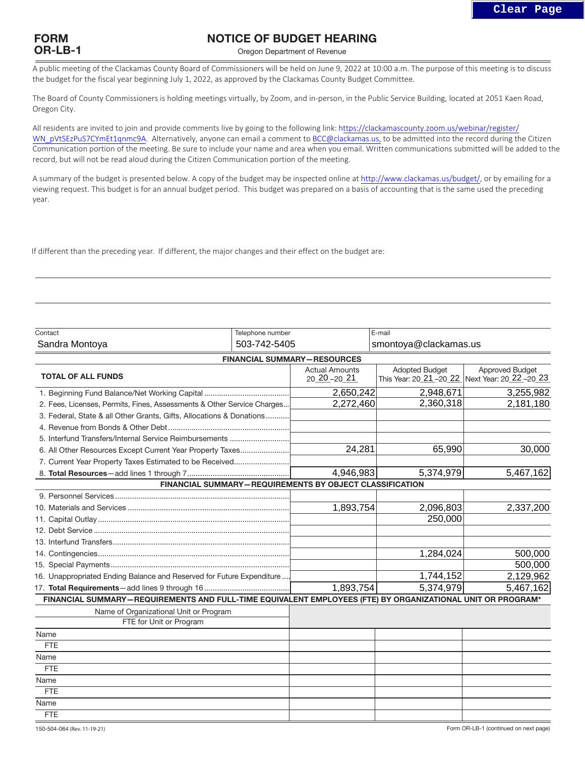# FORM OR-LB-1

# NOTICE OF BUDGET HEARING

Oregon Department of Revenue

A public meeting of the Clackamas County Board of Commissioners will be held on June 9, 2022 at 10:00 a.m. The purpose of this meeting is to discuss the budget for the fiscal year beginning July 1, 2022, as approved by the Clackamas County Budget Committee.

The Board of County Commissioners is holding meetings virtually, by Zoom, and in-person, in the Public Service Building, located at 2051 Kaen Road, Oregon City.

All residents are invited to join and provide comments live by going to the following link: https://clackamascounty.zoom.us/webinar/register/WN_pVtSEzPuS7CYmEt1qnmc9A. Alternatively, anyone can email a comment to BCC@clackamas.us, to be admitted into the record during the Citizen Communication portion of the meeting. Be sure to include your name and area when you email. Written communications submitted will be added to the record, but will not be read aloud during the Citizen Communication portion of the meeting.

A summary of the budget is presented below. A copy of the budget may be inspected online at http://www.clackamas.us/budget/, or by emailing for a viewing request. This budget is for an annual budget period. This budget was prepared on a basis of accounting that is the same used the preceding year.

If different than the preceding year. If different, the major changes and their effect on the budget are:

| Contact | Telephone number | E-mail |
|---|---|---|
| Sandra Montoya | 503-742-5405 | smontoya@clackamas.us |

**FINANCIAL SUMMARY—RESOURCES**

| TOTAL OF ALL FUNDS | Actual Amounts 2020–2021 | Adopted Budget This Year: 2021–2022 | Approved Budget Next Year: 2022–2023 |
|---|---|---|---|
| 1. Beginning Fund Balance/Net Working Capital | 2,650,242 | 2,948,671 | 3,255,982 |
| 2. Fees, Licenses, Permits, Fines, Assessments & Other Service Charges | 2,272,460 | 2,360,318 | 2,181,180 |
| 3. Federal, State & all Other Grants, Gifts, Allocations & Donations | | | |
| 4. Revenue from Bonds & Other Debt | | | |
| 5. Interfund Transfers/Internal Service Reimbursements | | | |
| 6. All Other Resources Except Current Year Property Taxes | 24,281 | 65,990 | 30,000 |
| 7. Current Year Property Taxes Estimated to be Received | | | |
| 8. **Total Resources**—add lines 1 through 7 | 4,946,983 | 5,374,979 | 5,467,162 |

**FINANCIAL SUMMARY—REQUIREMENTS BY OBJECT CLASSIFICATION**

| | Actual Amounts 2020–2021 | Adopted Budget This Year: 2021–2022 | Approved Budget Next Year: 2022–2023 |
|---|---|---|---|
| 9. Personnel Services | | | |
| 10. Materials and Services | 1,893,754 | 2,096,803 | 2,337,200 |
| 11. Capital Outlay | | 250,000 | |
| 12. Debt Service | | | |
| 13. Interfund Transfers | | | |
| 14. Contingencies | | 1,284,024 | 500,000 |
| 15. Special Payments | | | 500,000 |
| 16. Unappropriated Ending Balance and Reserved for Future Expenditure | | 1,744,152 | 2,129,962 |
| 17. **Total Requirements**—add lines 9 through 16 | 1,893,754 | 5,374,979 | 5,467,162 |

**FINANCIAL SUMMARY—REQUIREMENTS AND FULL-TIME EQUIVALENT EMPLOYEES (FTE) BY ORGANIZATIONAL UNIT OR PROGRAM***

| Name of Organizational Unit or Program / FTE for Unit or Program | | | |
|---|---|---|---|
| Name | | | |
| FTE | | | |
| Name | | | |
| FTE | | | |
| Name | | | |
| FTE | | | |
| Name | | | |
| FTE | | | |

150-504-064 (Rev. 11-19-21)

Form OR-LB-1 (continued on next page)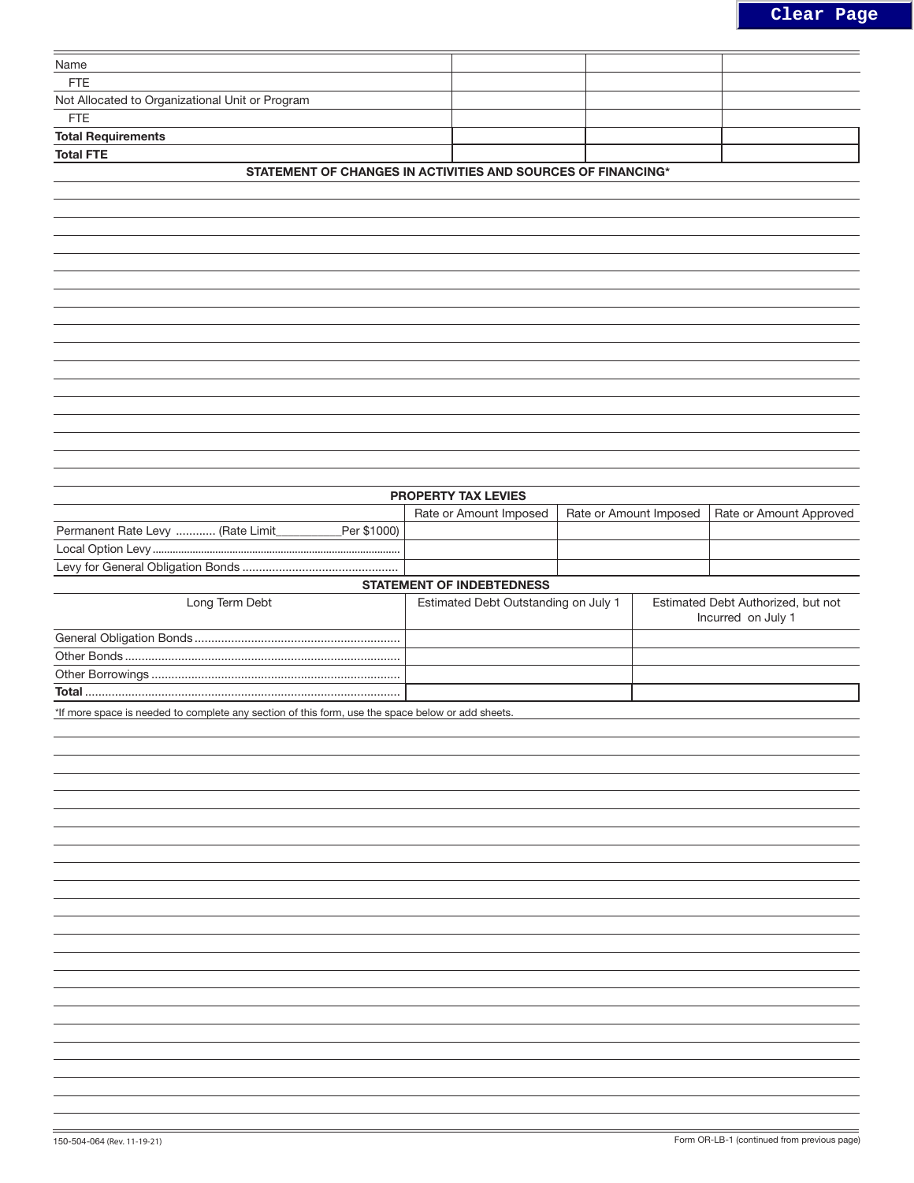| | | | |
|---|---|---|---|
| Name | | | |
| FTE | | | |
| Not Allocated to Organizational Unit or Program | | | |
| FTE | | | |
| **Total Requirements** | | | |
| **Total FTE** | | | |

**STATEMENT OF CHANGES IN ACTIVITIES AND SOURCES OF FINANCING***

**PROPERTY TAX LEVIES**

| | Rate or Amount Imposed | Rate or Amount Imposed | Rate or Amount Approved |
|---|---|---|---|
| Permanent Rate Levy ............ (Rate Limit__________Per $1000) | | | |
| Local Option Levy | | | |
| Levy for General Obligation Bonds | | | |

**STATEMENT OF INDEBTEDNESS**

| Long Term Debt | Estimated Debt Outstanding on July 1 | Estimated Debt Authorized, but not Incurred on July 1 |
|---|---|---|
| General Obligation Bonds | | |
| Other Bonds | | |
| Other Borrowings | | |
| **Total** | | |

*If more space is needed to complete any section of this form, use the space below or add sheets.

150-504-064 (Rev. 11-19-21)

Form OR-LB-1 (continued from previous page)